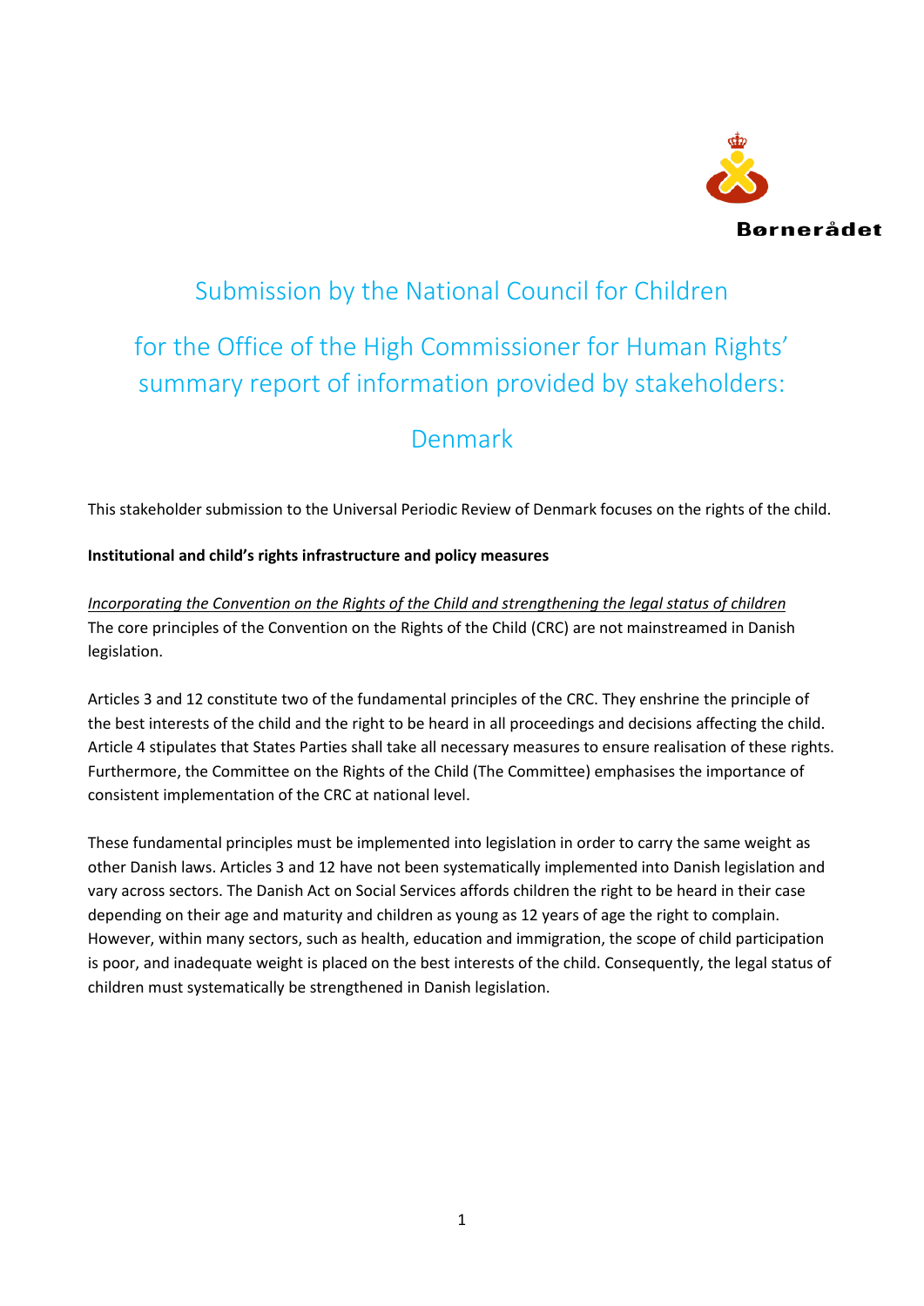Børnerådet

# Submission by the National Council for Children

# for the Office of the High Commissioner for Human Rights' summary report of information provided by stakeholders:

# Denmark

This stakeholder submission to the Universal Periodic Review of Denmark focuses on the rights of the child.

**Institutional and child's rights infrastructure and policy measures**

*Incorporating the Convention on the Rights of the Child and strengthening the legal status of children*
The core principles of the Convention on the Rights of the Child (CRC) are not mainstreamed in Danish legislation.

Articles 3 and 12 constitute two of the fundamental principles of the CRC. They enshrine the principle of the best interests of the child and the right to be heard in all proceedings and decisions affecting the child. Article 4 stipulates that States Parties shall take all necessary measures to ensure realisation of these rights. Furthermore, the Committee on the Rights of the Child (The Committee) emphasises the importance of consistent implementation of the CRC at national level.

These fundamental principles must be implemented into legislation in order to carry the same weight as other Danish laws. Articles 3 and 12 have not been systematically implemented into Danish legislation and vary across sectors. The Danish Act on Social Services affords children the right to be heard in their case depending on their age and maturity and children as young as 12 years of age the right to complain. However, within many sectors, such as health, education and immigration, the scope of child participation is poor, and inadequate weight is placed on the best interests of the child. Consequently, the legal status of children must systematically be strengthened in Danish legislation.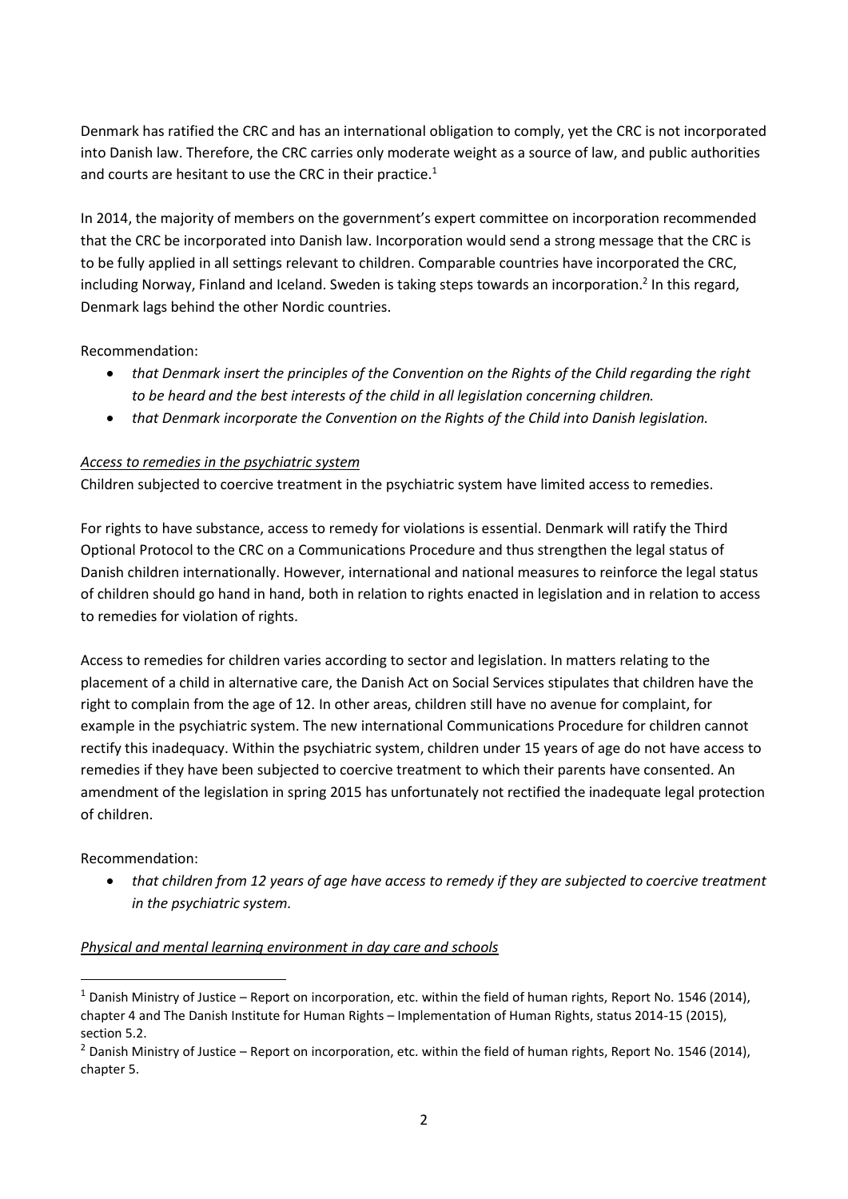Denmark has ratified the CRC and has an international obligation to comply, yet the CRC is not incorporated into Danish law. Therefore, the CRC carries only moderate weight as a source of law, and public authorities and courts are hesitant to use the CRC in their practice.[1]

In 2014, the majority of members on the government's expert committee on incorporation recommended that the CRC be incorporated into Danish law. Incorporation would send a strong message that the CRC is to be fully applied in all settings relevant to children. Comparable countries have incorporated the CRC, including Norway, Finland and Iceland. Sweden is taking steps towards an incorporation.[2] In this regard, Denmark lags behind the other Nordic countries.

Recommendation:

- *that Denmark insert the principles of the Convention on the Rights of the Child regarding the right to be heard and the best interests of the child in all legislation concerning children.*
- *that Denmark incorporate the Convention on the Rights of the Child into Danish legislation.*

*Access to remedies in the psychiatric system*

Children subjected to coercive treatment in the psychiatric system have limited access to remedies.

For rights to have substance, access to remedy for violations is essential. Denmark will ratify the Third Optional Protocol to the CRC on a Communications Procedure and thus strengthen the legal status of Danish children internationally. However, international and national measures to reinforce the legal status of children should go hand in hand, both in relation to rights enacted in legislation and in relation to access to remedies for violation of rights.

Access to remedies for children varies according to sector and legislation. In matters relating to the placement of a child in alternative care, the Danish Act on Social Services stipulates that children have the right to complain from the age of 12. In other areas, children still have no avenue for complaint, for example in the psychiatric system. The new international Communications Procedure for children cannot rectify this inadequacy. Within the psychiatric system, children under 15 years of age do not have access to remedies if they have been subjected to coercive treatment to which their parents have consented. An amendment of the legislation in spring 2015 has unfortunately not rectified the inadequate legal protection of children.

Recommendation:

- *that children from 12 years of age have access to remedy if they are subjected to coercive treatment in the psychiatric system.*

*Physical and mental learning environment in day care and schools*

[1] Danish Ministry of Justice – Report on incorporation, etc. within the field of human rights, Report No. 1546 (2014), chapter 4 and The Danish Institute for Human Rights – Implementation of Human Rights, status 2014-15 (2015), section 5.2.

[2] Danish Ministry of Justice – Report on incorporation, etc. within the field of human rights, Report No. 1546 (2014), chapter 5.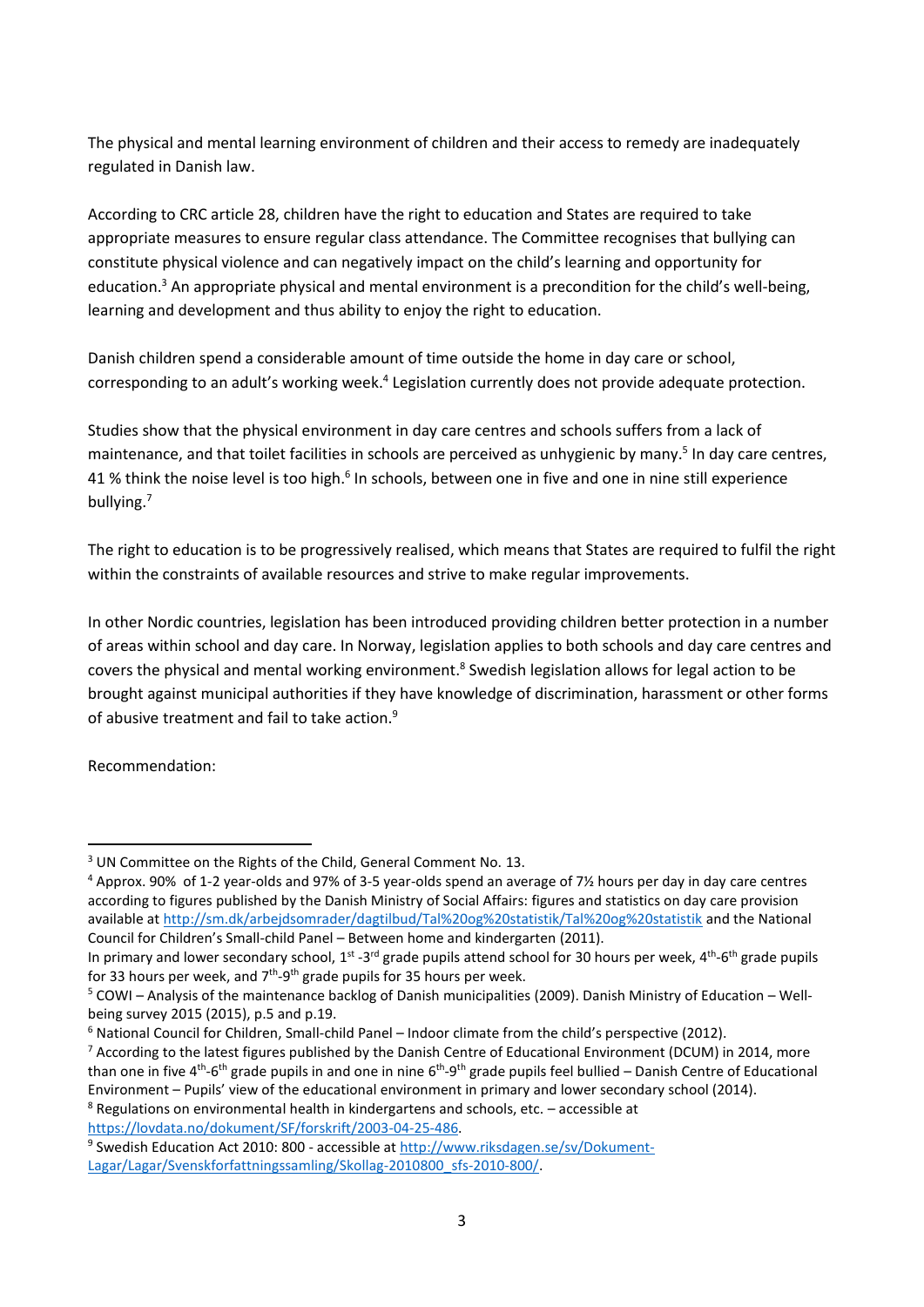The physical and mental learning environment of children and their access to remedy are inadequately regulated in Danish law.

According to CRC article 28, children have the right to education and States are required to take appropriate measures to ensure regular class attendance. The Committee recognises that bullying can constitute physical violence and can negatively impact on the child's learning and opportunity for education.[3] An appropriate physical and mental environment is a precondition for the child's well-being, learning and development and thus ability to enjoy the right to education.

Danish children spend a considerable amount of time outside the home in day care or school, corresponding to an adult's working week.[4] Legislation currently does not provide adequate protection.

Studies show that the physical environment in day care centres and schools suffers from a lack of maintenance, and that toilet facilities in schools are perceived as unhygienic by many.[5] In day care centres, 41 % think the noise level is too high.[6] In schools, between one in five and one in nine still experience bullying.[7]

The right to education is to be progressively realised, which means that States are required to fulfil the right within the constraints of available resources and strive to make regular improvements.

In other Nordic countries, legislation has been introduced providing children better protection in a number of areas within school and day care. In Norway, legislation applies to both schools and day care centres and covers the physical and mental working environment.[8] Swedish legislation allows for legal action to be brought against municipal authorities if they have knowledge of discrimination, harassment or other forms of abusive treatment and fail to take action.[9]

Recommendation:

---

[3] UN Committee on the Rights of the Child, General Comment No. 13.

[4] Approx. 90% of 1-2 year-olds and 97% of 3-5 year-olds spend an average of 7½ hours per day in day care centres according to figures published by the Danish Ministry of Social Affairs: figures and statistics on day care provision available at http://sm.dk/arbejdsomrader/dagtilbud/Tal%20og%20statistik/Tal%20og%20statistik and the National Council for Children's Small-child Panel – Between home and kindergarten (2011).
In primary and lower secondary school, 1st -3rd grade pupils attend school for 30 hours per week, 4th-6th grade pupils for 33 hours per week, and 7th-9th grade pupils for 35 hours per week.

[5] COWI – Analysis of the maintenance backlog of Danish municipalities (2009). Danish Ministry of Education – Well-being survey 2015 (2015), p.5 and p.19.

[6] National Council for Children, Small-child Panel – Indoor climate from the child's perspective (2012).

[7] According to the latest figures published by the Danish Centre of Educational Environment (DCUM) in 2014, more than one in five 4th-6th grade pupils in and one in nine 6th-9th grade pupils feel bullied – Danish Centre of Educational Environment – Pupils' view of the educational environment in primary and lower secondary school (2014).

[8] Regulations on environmental health in kindergartens and schools, etc. – accessible at https://lovdata.no/dokument/SF/forskrift/2003-04-25-486.

[9] Swedish Education Act 2010: 800 - accessible at http://www.riksdagen.se/sv/Dokument-Lagar/Lagar/Svenskforfattningssamling/Skollag-2010800_sfs-2010-800/.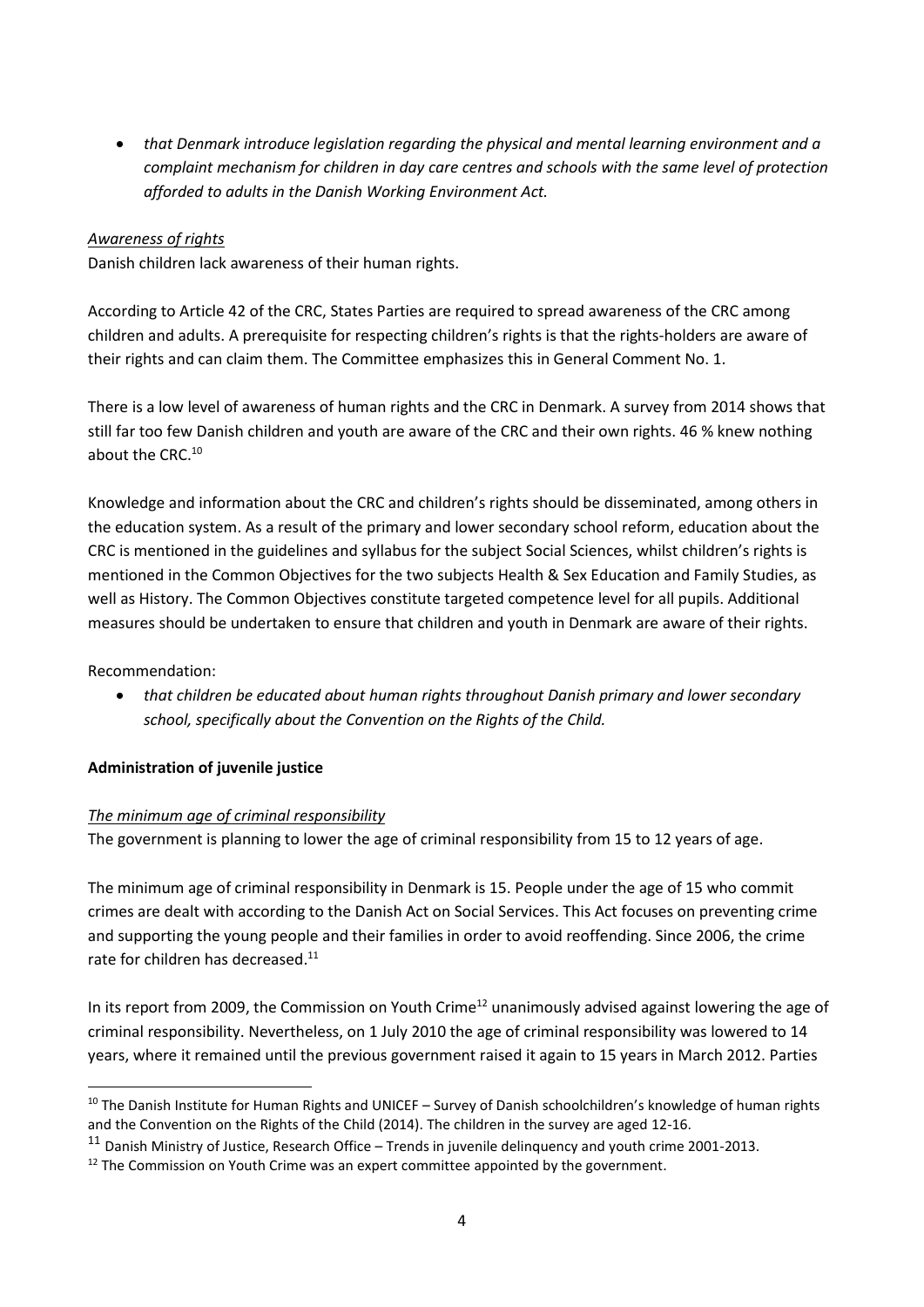- *that Denmark introduce legislation regarding the physical and mental learning environment and a complaint mechanism for children in day care centres and schools with the same level of protection afforded to adults in the Danish Working Environment Act.*

*Awareness of rights*

Danish children lack awareness of their human rights.

According to Article 42 of the CRC, States Parties are required to spread awareness of the CRC among children and adults. A prerequisite for respecting children's rights is that the rights-holders are aware of their rights and can claim them. The Committee emphasizes this in General Comment No. 1.

There is a low level of awareness of human rights and the CRC in Denmark. A survey from 2014 shows that still far too few Danish children and youth are aware of the CRC and their own rights. 46 % knew nothing about the CRC.[10]

Knowledge and information about the CRC and children's rights should be disseminated, among others in the education system. As a result of the primary and lower secondary school reform, education about the CRC is mentioned in the guidelines and syllabus for the subject Social Sciences, whilst children's rights is mentioned in the Common Objectives for the two subjects Health & Sex Education and Family Studies, as well as History. The Common Objectives constitute targeted competence level for all pupils. Additional measures should be undertaken to ensure that children and youth in Denmark are aware of their rights.

Recommendation:

- *that children be educated about human rights throughout Danish primary and lower secondary school, specifically about the Convention on the Rights of the Child.*

**Administration of juvenile justice**

*The minimum age of criminal responsibility*

The government is planning to lower the age of criminal responsibility from 15 to 12 years of age.

The minimum age of criminal responsibility in Denmark is 15. People under the age of 15 who commit crimes are dealt with according to the Danish Act on Social Services. This Act focuses on preventing crime and supporting the young people and their families in order to avoid reoffending. Since 2006, the crime rate for children has decreased.[11]

In its report from 2009, the Commission on Youth Crime[12] unanimously advised against lowering the age of criminal responsibility. Nevertheless, on 1 July 2010 the age of criminal responsibility was lowered to 14 years, where it remained until the previous government raised it again to 15 years in March 2012. Parties

---

[10] The Danish Institute for Human Rights and UNICEF – Survey of Danish schoolchildren's knowledge of human rights and the Convention on the Rights of the Child (2014). The children in the survey are aged 12-16.

[11] Danish Ministry of Justice, Research Office – Trends in juvenile delinquency and youth crime 2001-2013.

[12] The Commission on Youth Crime was an expert committee appointed by the government.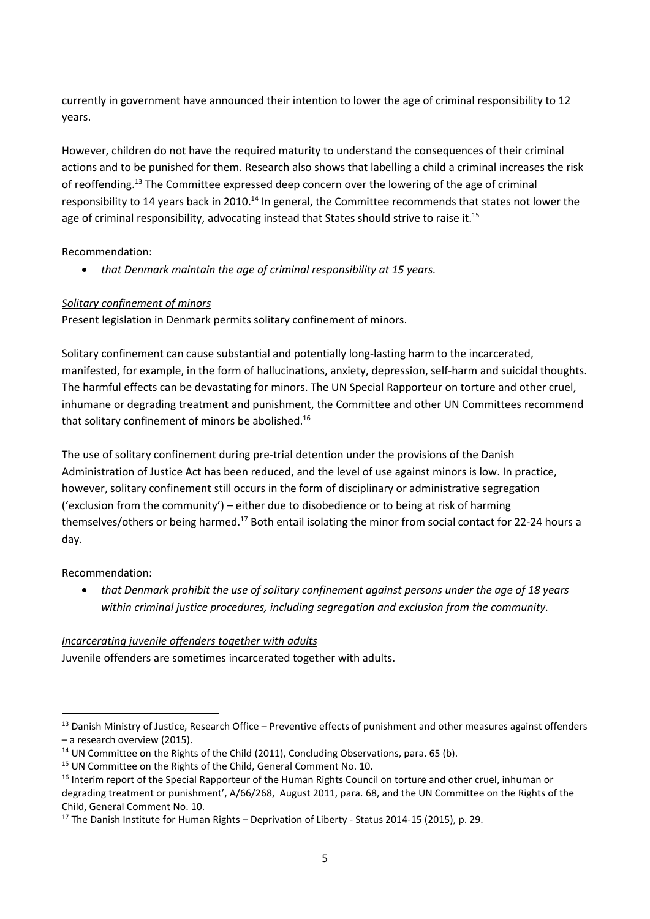currently in government have announced their intention to lower the age of criminal responsibility to 12 years.

However, children do not have the required maturity to understand the consequences of their criminal actions and to be punished for them. Research also shows that labelling a child a criminal increases the risk of reoffending.[13] The Committee expressed deep concern over the lowering of the age of criminal responsibility to 14 years back in 2010.[14] In general, the Committee recommends that states not lower the age of criminal responsibility, advocating instead that States should strive to raise it.[15]

Recommendation:

- *that Denmark maintain the age of criminal responsibility at 15 years.*

*Solitary confinement of minors*

Present legislation in Denmark permits solitary confinement of minors.

Solitary confinement can cause substantial and potentially long-lasting harm to the incarcerated, manifested, for example, in the form of hallucinations, anxiety, depression, self-harm and suicidal thoughts. The harmful effects can be devastating for minors. The UN Special Rapporteur on torture and other cruel, inhumane or degrading treatment and punishment, the Committee and other UN Committees recommend that solitary confinement of minors be abolished.[16]

The use of solitary confinement during pre-trial detention under the provisions of the Danish Administration of Justice Act has been reduced, and the level of use against minors is low. In practice, however, solitary confinement still occurs in the form of disciplinary or administrative segregation ('exclusion from the community') – either due to disobedience or to being at risk of harming themselves/others or being harmed.[17] Both entail isolating the minor from social contact for 22-24 hours a day.

Recommendation:

- *that Denmark prohibit the use of solitary confinement against persons under the age of 18 years within criminal justice procedures, including segregation and exclusion from the community.*

*Incarcerating juvenile offenders together with adults*

Juvenile offenders are sometimes incarcerated together with adults.

---

[13] Danish Ministry of Justice, Research Office – Preventive effects of punishment and other measures against offenders – a research overview (2015).

[14] UN Committee on the Rights of the Child (2011), Concluding Observations, para. 65 (b).

[15] UN Committee on the Rights of the Child, General Comment No. 10.

[16] Interim report of the Special Rapporteur of the Human Rights Council on torture and other cruel, inhuman or degrading treatment or punishment', A/66/268, August 2011, para. 68, and the UN Committee on the Rights of the Child, General Comment No. 10.

[17] The Danish Institute for Human Rights – Deprivation of Liberty - Status 2014-15 (2015), p. 29.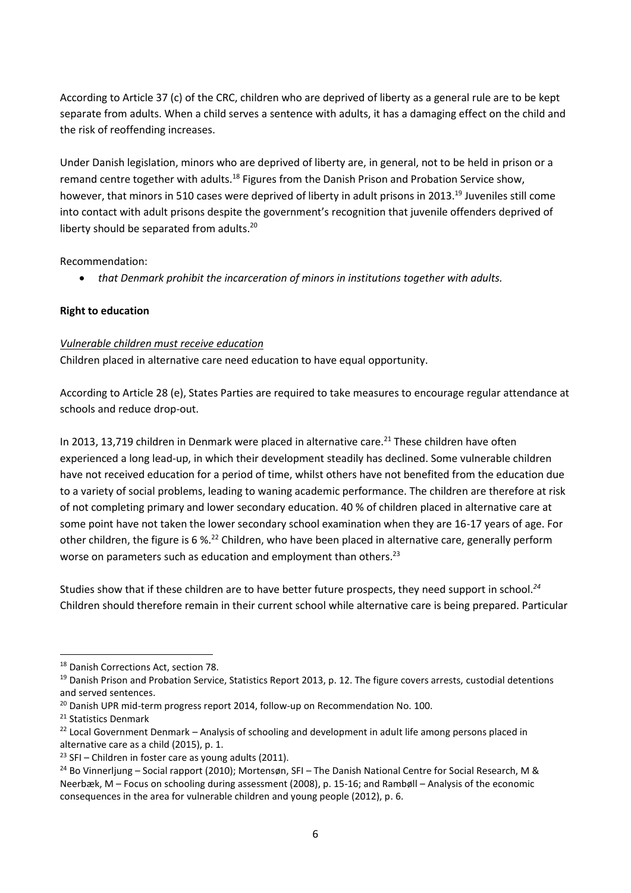According to Article 37 (c) of the CRC, children who are deprived of liberty as a general rule are to be kept separate from adults. When a child serves a sentence with adults, it has a damaging effect on the child and the risk of reoffending increases.

Under Danish legislation, minors who are deprived of liberty are, in general, not to be held in prison or a remand centre together with adults.[18] Figures from the Danish Prison and Probation Service show, however, that minors in 510 cases were deprived of liberty in adult prisons in 2013.[19] Juveniles still come into contact with adult prisons despite the government's recognition that juvenile offenders deprived of liberty should be separated from adults.[20]

Recommendation:

- *that Denmark prohibit the incarceration of minors in institutions together with adults.*

**Right to education**

*Vulnerable children must receive education*

Children placed in alternative care need education to have equal opportunity.

According to Article 28 (e), States Parties are required to take measures to encourage regular attendance at schools and reduce drop-out.

In 2013, 13,719 children in Denmark were placed in alternative care.[21] These children have often experienced a long lead-up, in which their development steadily has declined. Some vulnerable children have not received education for a period of time, whilst others have not benefited from the education due to a variety of social problems, leading to waning academic performance. The children are therefore at risk of not completing primary and lower secondary education. 40 % of children placed in alternative care at some point have not taken the lower secondary school examination when they are 16-17 years of age. For other children, the figure is 6 %.[22] Children, who have been placed in alternative care, generally perform worse on parameters such as education and employment than others.[23]

Studies show that if these children are to have better future prospects, they need support in school.[24] Children should therefore remain in their current school while alternative care is being prepared. Particular

---

[18] Danish Corrections Act, section 78.

[19] Danish Prison and Probation Service, Statistics Report 2013, p. 12. The figure covers arrests, custodial detentions and served sentences.

[20] Danish UPR mid-term progress report 2014, follow-up on Recommendation No. 100.

[21] Statistics Denmark

[22] Local Government Denmark – Analysis of schooling and development in adult life among persons placed in alternative care as a child (2015), p. 1.

[23] SFI – Children in foster care as young adults (2011).

[24] Bo Vinnerljung – Social rapport (2010); Mortensøn, SFI – The Danish National Centre for Social Research, M & Neerbæk, M – Focus on schooling during assessment (2008), p. 15-16; and Rambøll – Analysis of the economic consequences in the area for vulnerable children and young people (2012), p. 6.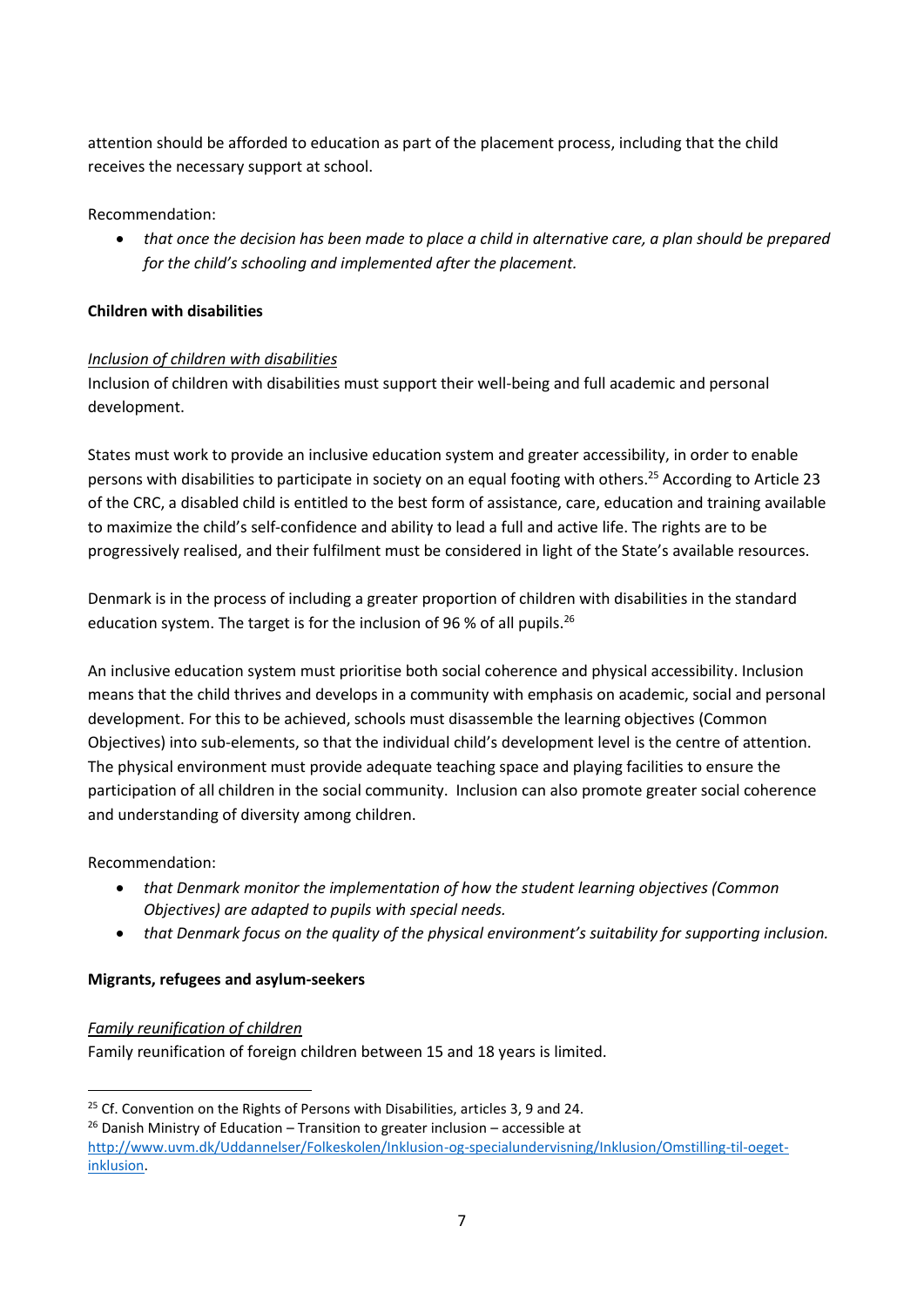attention should be afforded to education as part of the placement process, including that the child receives the necessary support at school.

Recommendation:

- *that once the decision has been made to place a child in alternative care, a plan should be prepared for the child's schooling and implemented after the placement.*

**Children with disabilities**

_Inclusion of children with disabilities_

Inclusion of children with disabilities must support their well-being and full academic and personal development.

States must work to provide an inclusive education system and greater accessibility, in order to enable persons with disabilities to participate in society on an equal footing with others.[25] According to Article 23 of the CRC, a disabled child is entitled to the best form of assistance, care, education and training available to maximize the child's self-confidence and ability to lead a full and active life. The rights are to be progressively realised, and their fulfilment must be considered in light of the State's available resources.

Denmark is in the process of including a greater proportion of children with disabilities in the standard education system. The target is for the inclusion of 96 % of all pupils.[26]

An inclusive education system must prioritise both social coherence and physical accessibility. Inclusion means that the child thrives and develops in a community with emphasis on academic, social and personal development. For this to be achieved, schools must disassemble the learning objectives (Common Objectives) into sub-elements, so that the individual child's development level is the centre of attention. The physical environment must provide adequate teaching space and playing facilities to ensure the participation of all children in the social community. Inclusion can also promote greater social coherence and understanding of diversity among children.

Recommendation:

- *that Denmark monitor the implementation of how the student learning objectives (Common Objectives) are adapted to pupils with special needs.*
- *that Denmark focus on the quality of the physical environment's suitability for supporting inclusion.*

**Migrants, refugees and asylum-seekers**

_Family reunification of children_

Family reunification of foreign children between 15 and 18 years is limited.

---

[25] Cf. Convention on the Rights of Persons with Disabilities, articles 3, 9 and 24.

[26] Danish Ministry of Education – Transition to greater inclusion – accessible at http://www.uvm.dk/Uddannelser/Folkeskolen/Inklusion-og-specialundervisning/Inklusion/Omstilling-til-oeget-inklusion.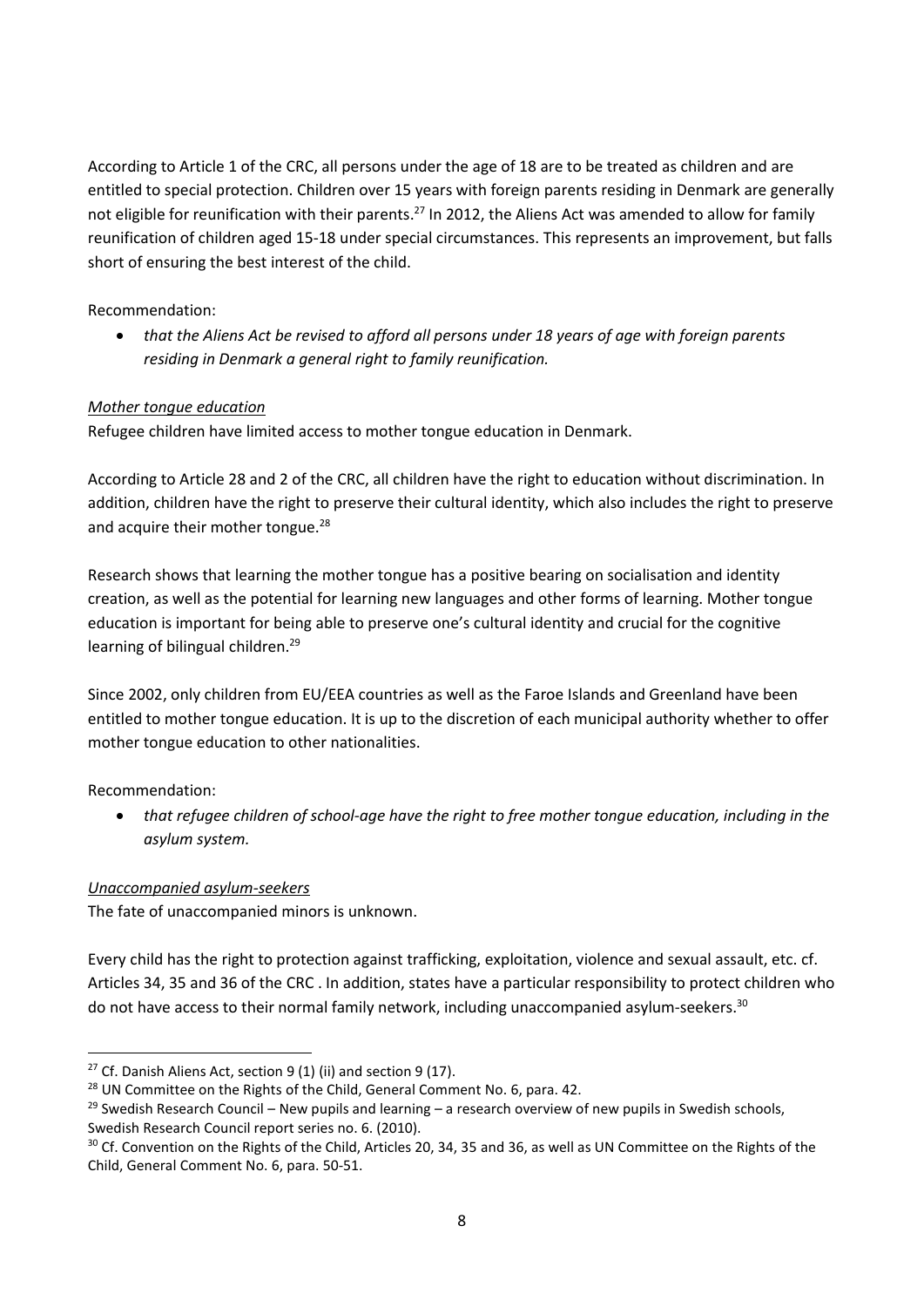According to Article 1 of the CRC, all persons under the age of 18 are to be treated as children and are entitled to special protection. Children over 15 years with foreign parents residing in Denmark are generally not eligible for reunification with their parents.[27] In 2012, the Aliens Act was amended to allow for family reunification of children aged 15-18 under special circumstances. This represents an improvement, but falls short of ensuring the best interest of the child.

Recommendation:

- *that the Aliens Act be revised to afford all persons under 18 years of age with foreign parents residing in Denmark a general right to family reunification.*

*Mother tongue education*

Refugee children have limited access to mother tongue education in Denmark.

According to Article 28 and 2 of the CRC, all children have the right to education without discrimination. In addition, children have the right to preserve their cultural identity, which also includes the right to preserve and acquire their mother tongue.[28]

Research shows that learning the mother tongue has a positive bearing on socialisation and identity creation, as well as the potential for learning new languages and other forms of learning. Mother tongue education is important for being able to preserve one's cultural identity and crucial for the cognitive learning of bilingual children.[29]

Since 2002, only children from EU/EEA countries as well as the Faroe Islands and Greenland have been entitled to mother tongue education. It is up to the discretion of each municipal authority whether to offer mother tongue education to other nationalities.

Recommendation:

- *that refugee children of school-age have the right to free mother tongue education, including in the asylum system.*

*Unaccompanied asylum-seekers*

The fate of unaccompanied minors is unknown.

Every child has the right to protection against trafficking, exploitation, violence and sexual assault, etc. cf. Articles 34, 35 and 36 of the CRC . In addition, states have a particular responsibility to protect children who do not have access to their normal family network, including unaccompanied asylum-seekers.[30]

---

[27] Cf. Danish Aliens Act, section 9 (1) (ii) and section 9 (17).

[28] UN Committee on the Rights of the Child, General Comment No. 6, para. 42.

[29] Swedish Research Council – New pupils and learning – a research overview of new pupils in Swedish schools, Swedish Research Council report series no. 6. (2010).

[30] Cf. Convention on the Rights of the Child, Articles 20, 34, 35 and 36, as well as UN Committee on the Rights of the Child, General Comment No. 6, para. 50-51.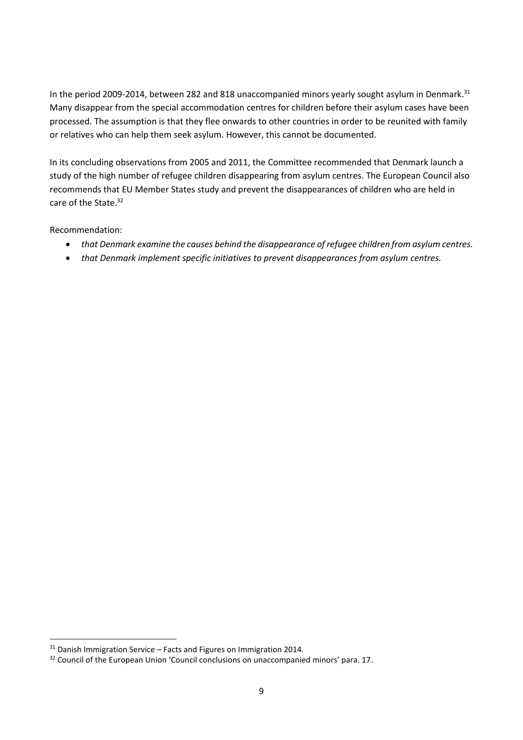In the period 2009-2014, between 282 and 818 unaccompanied minors yearly sought asylum in Denmark.[31] Many disappear from the special accommodation centres for children before their asylum cases have been processed. The assumption is that they flee onwards to other countries in order to be reunited with family or relatives who can help them seek asylum. However, this cannot be documented.

In its concluding observations from 2005 and 2011, the Committee recommended that Denmark launch a study of the high number of refugee children disappearing from asylum centres. The European Council also recommends that EU Member States study and prevent the disappearances of children who are held in care of the State.[32]

Recommendation:

- *that Denmark examine the causes behind the disappearance of refugee children from asylum centres.*
- *that Denmark implement specific initiatives to prevent disappearances from asylum centres.*

---

[31] Danish Immigration Service – Facts and Figures on Immigration 2014.

[32] Council of the European Union 'Council conclusions on unaccompanied minors' para. 17.